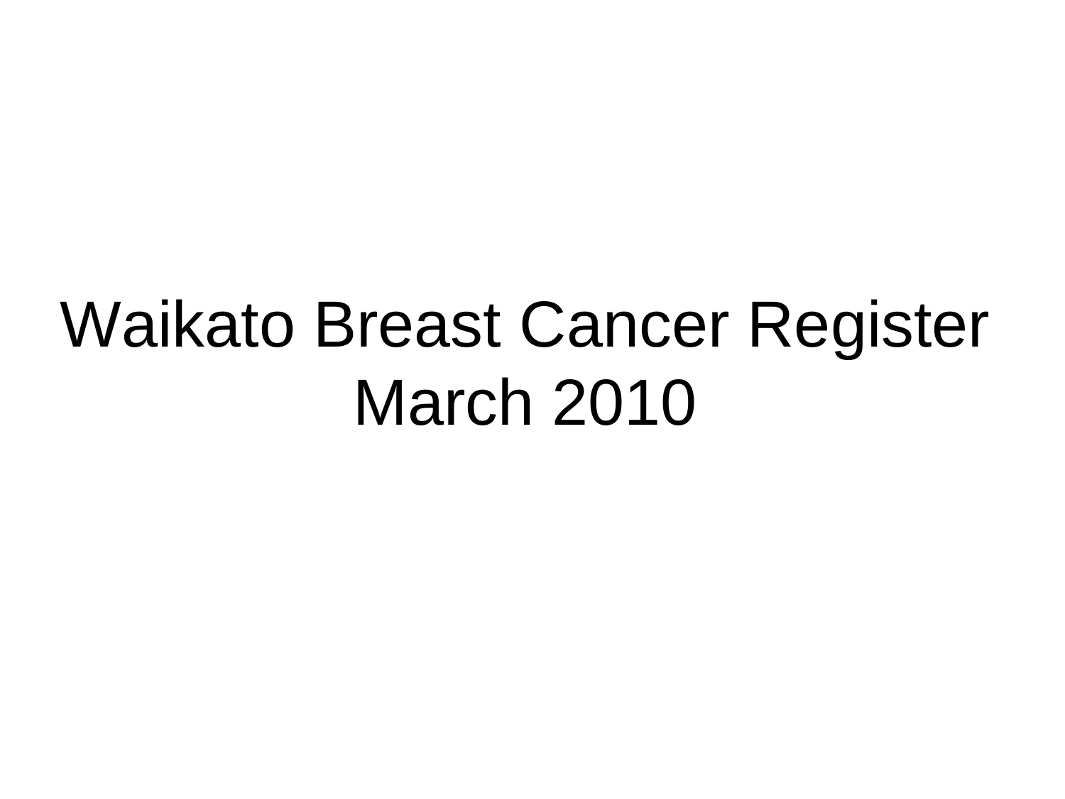# Waikato Breast Cancer Register March 2010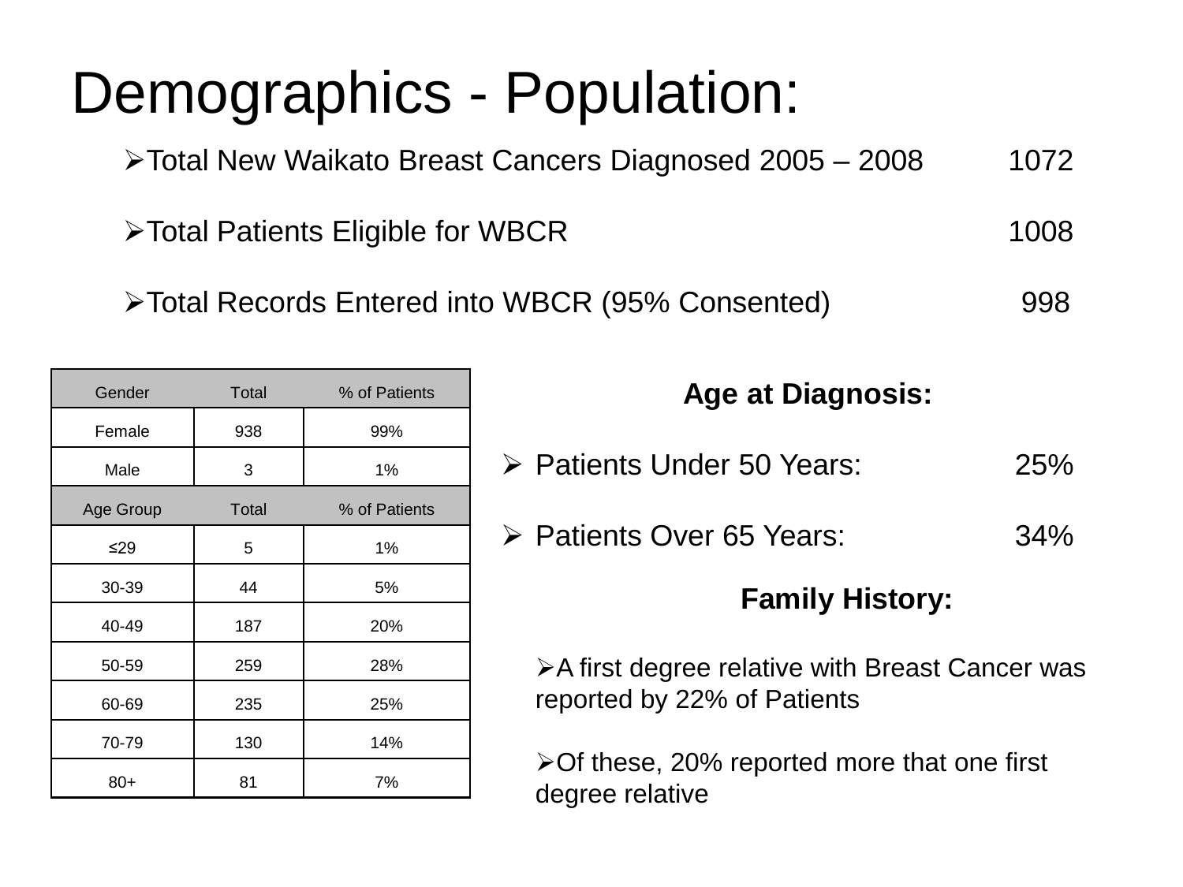# Demographics - Population:

- Total New Waikato Breast Cancers Diagnosed 2005 – 2008 1072
- Total Patients Eligible for WBCR 1008
- Total Records Entered into WBCR (95% Consented) 998

| Gender | Total | % of Patients |
|---|---|---|
| Female | 938 | 99% |
| Male | 3 | 1% |
| **Age Group** | **Total** | **% of Patients** |
| ≤29 | 5 | 1% |
| 30-39 | 44 | 5% |
| 40-49 | 187 | 20% |
| 50-59 | 259 | 28% |
| 60-69 | 235 | 25% |
| 70-79 | 130 | 14% |
| 80+ | 81 | 7% |

**Age at Diagnosis:**

- Patients Under 50 Years: 25%
- Patients Over 65 Years: 34%

**Family History:**

- A first degree relative with Breast Cancer was reported by 22% of Patients
- Of these, 20% reported more that one first degree relative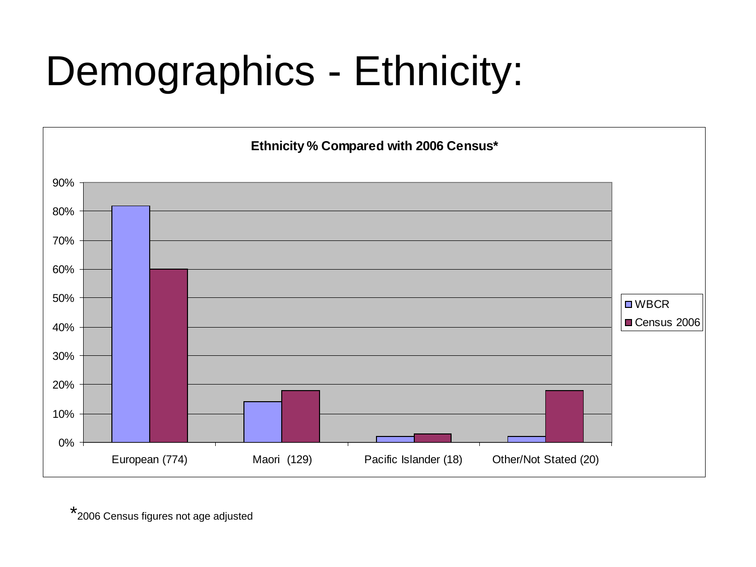# Demographics - Ethnicity:

**Ethnicity % Compared with 2006 Census***

| | WBCR | Census 2006 |
|---|---|---|
| European (774) | 82% | 60% |
| Maori (129) | 14% | 18% |
| Pacific Islander (18) | 2% | 3% |
| Other/Not Stated (20) | 2% | 18% |

*2006 Census figures not age adjusted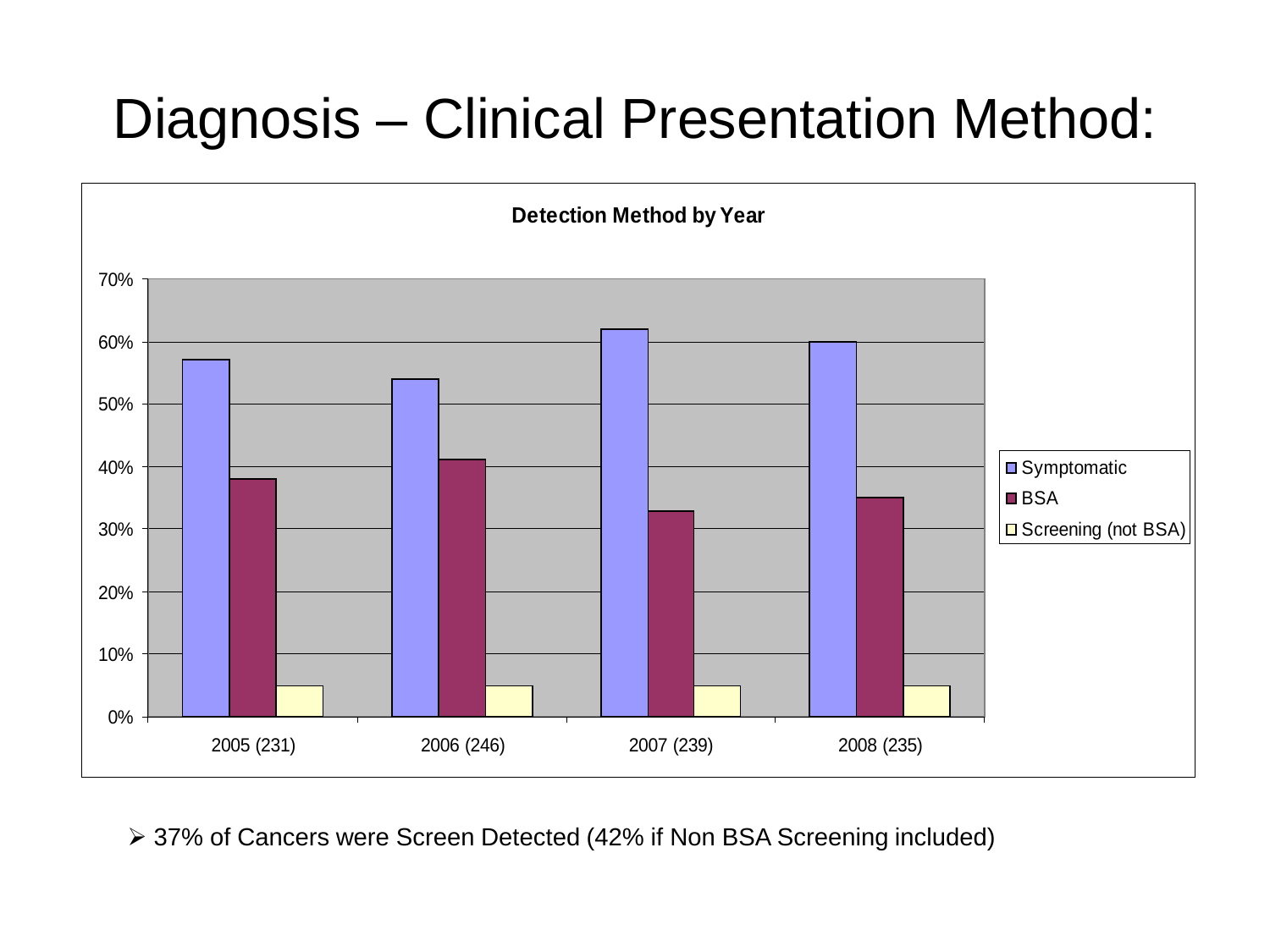# Diagnosis – Clinical Presentation Method:

**Detection Method by Year**

| Year | Symptomatic | BSA | Screening (not BSA) |
|---|---|---|---|
| 2005 (231) | 57% | 38% | 5% |
| 2006 (246) | 54% | 41% | 5% |
| 2007 (239) | 62% | 33% | 5% |
| 2008 (235) | 60% | 35% | 5% |

- 37% of Cancers were Screen Detected (42% if Non BSA Screening included)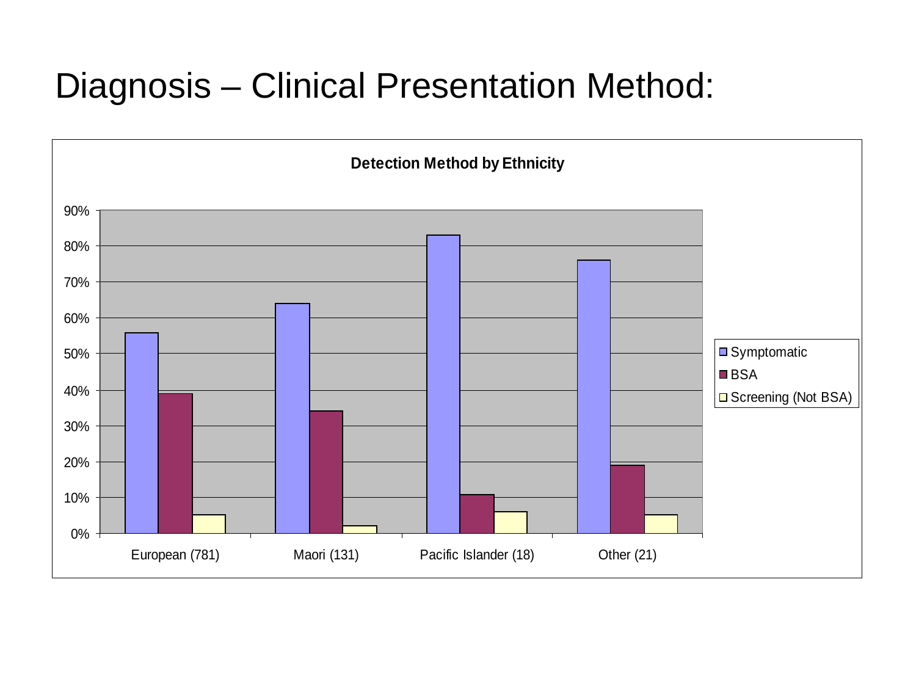# Diagnosis – Clinical Presentation Method:

**Detection Method by Ethnicity**

| | Symptomatic | BSA | Screening (Not BSA) |
|---|---|---|---|
| European (781) | 56% | 39% | 5% |
| Maori (131) | 64% | 34% | 2% |
| Pacific Islander (18) | 83% | 11% | 6% |
| Other (21) | 76% | 19% | 5% |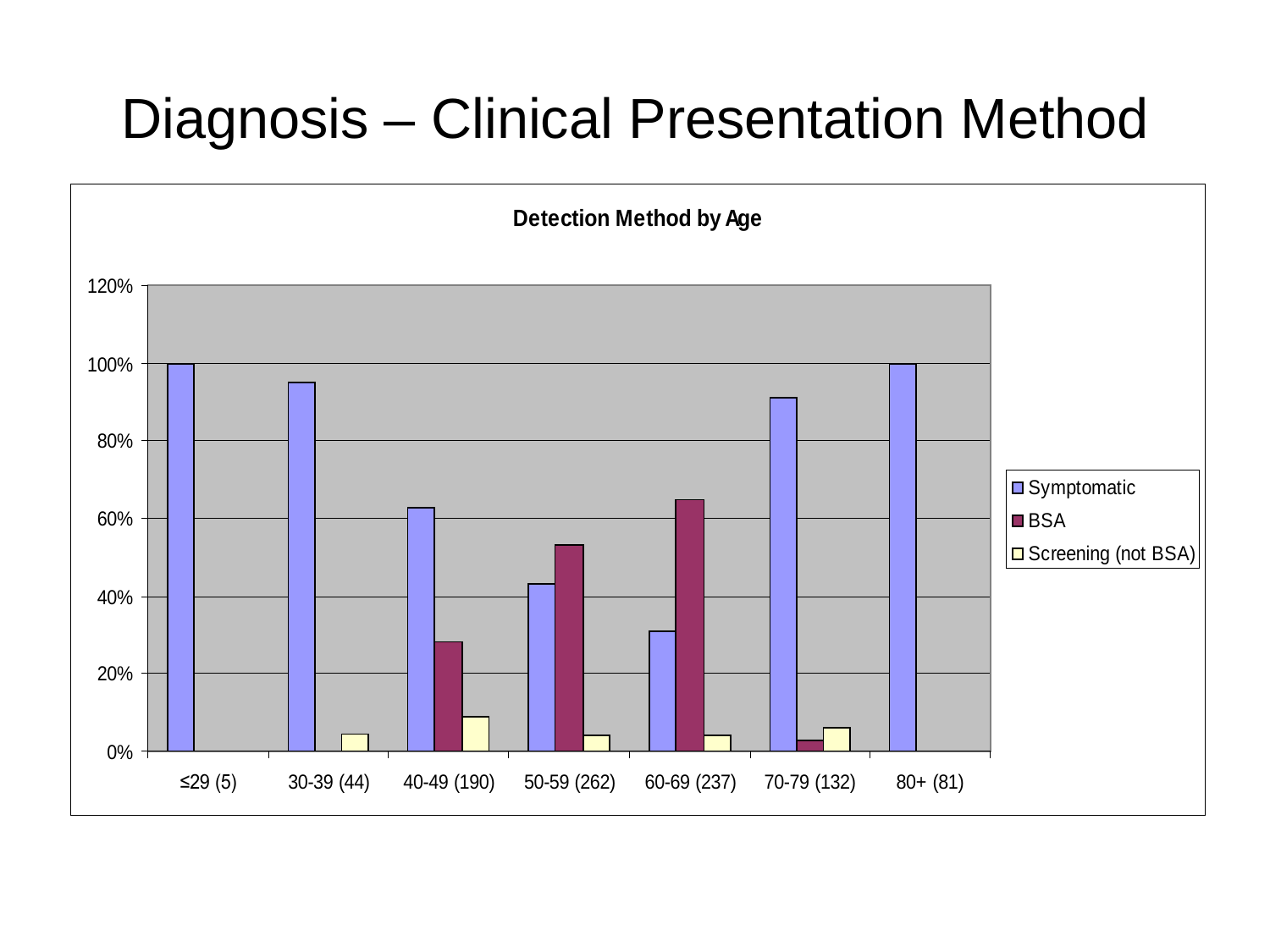# Diagnosis – Clinical Presentation Method

**Detection Method by Age**

| Age group (n) | Symptomatic | BSA | Screening (not BSA) |
|---|---|---|---|
| ≤29 (5) | 100% | | |
| 30-39 (44) | 95% | | 4% |
| 40-49 (190) | 63% | 28% | 9% |
| 50-59 (262) | 43% | 53% | 4% |
| 60-69 (237) | 31% | 65% | 4% |
| 70-79 (132) | 91% | 3% | 6% |
| 80+ (81) | 100% | | |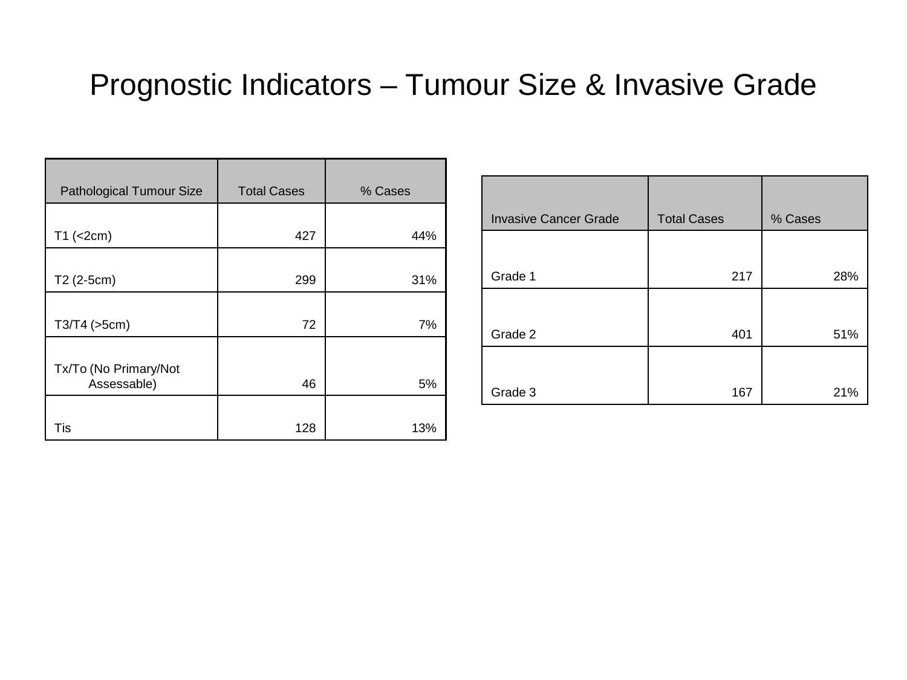# Prognostic Indicators – Tumour Size & Invasive Grade

| Pathological Tumour Size | Total Cases | % Cases |
|---|---|---|
| T1 (<2cm) | 427 | 44% |
| T2 (2-5cm) | 299 | 31% |
| T3/T4 (>5cm) | 72 | 7% |
| Tx/To (No Primary/Not Assessable) | 46 | 5% |
| Tis | 128 | 13% |

| Invasive Cancer Grade | Total Cases | % Cases |
|---|---|---|
| Grade 1 | 217 | 28% |
| Grade 2 | 401 | 51% |
| Grade 3 | 167 | 21% |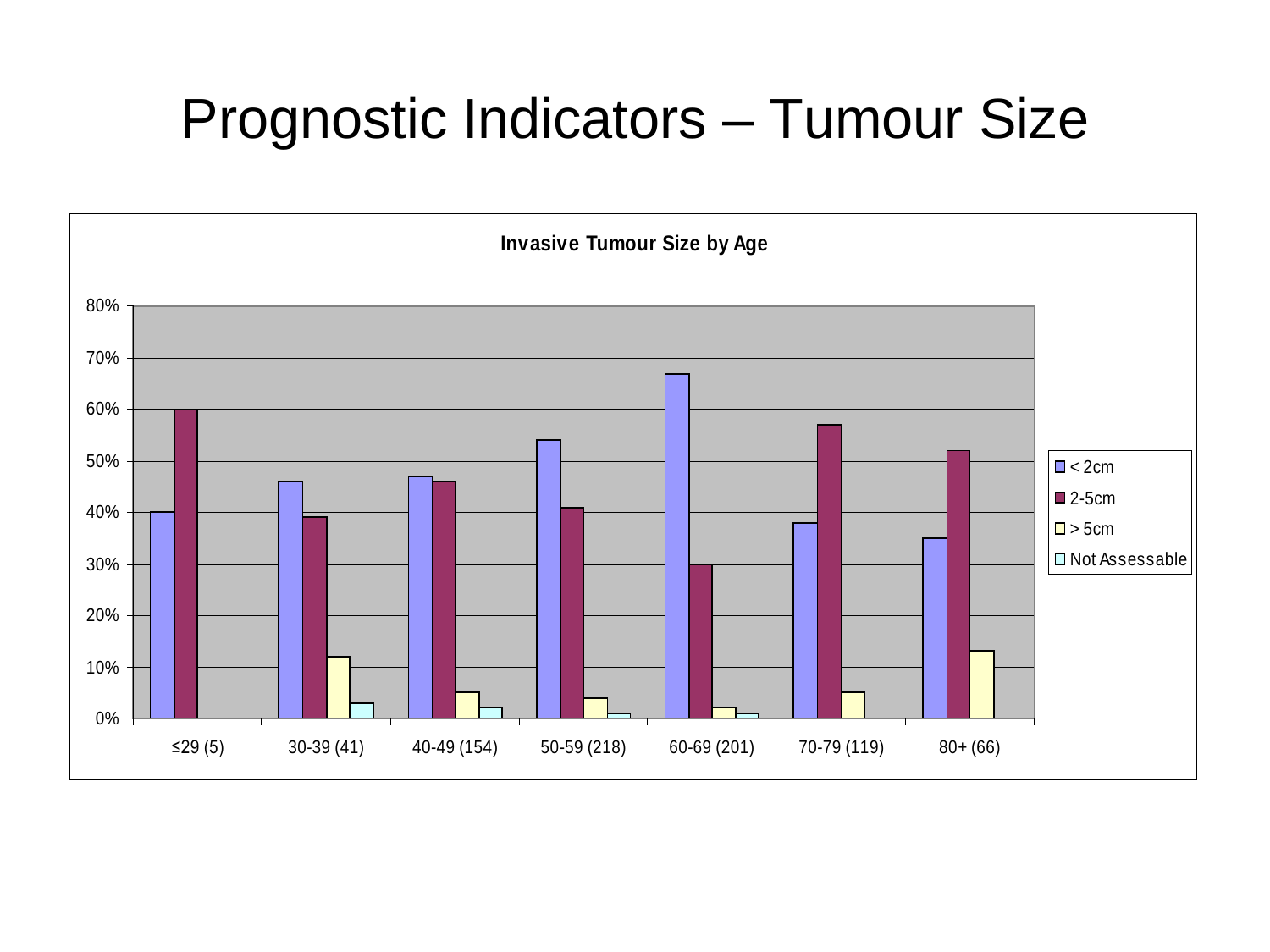# Prognostic Indicators – Tumour Size

**Invasive Tumour Size by Age**

| Age group | < 2cm | 2-5cm | > 5cm | Not Assessable |
|---|---|---|---|---|
| ≤29 (5) | 40% | 60% | | |
| 30-39 (41) | 46% | 39% | 12% | 3% |
| 40-49 (154) | 47% | 46% | 5% | 2% |
| 50-59 (218) | 54% | 41% | 4% | 1% |
| 60-69 (201) | 67% | 30% | 2% | 1% |
| 70-79 (119) | 38% | 57% | 5% | |
| 80+ (66) | 35% | 52% | 13% | |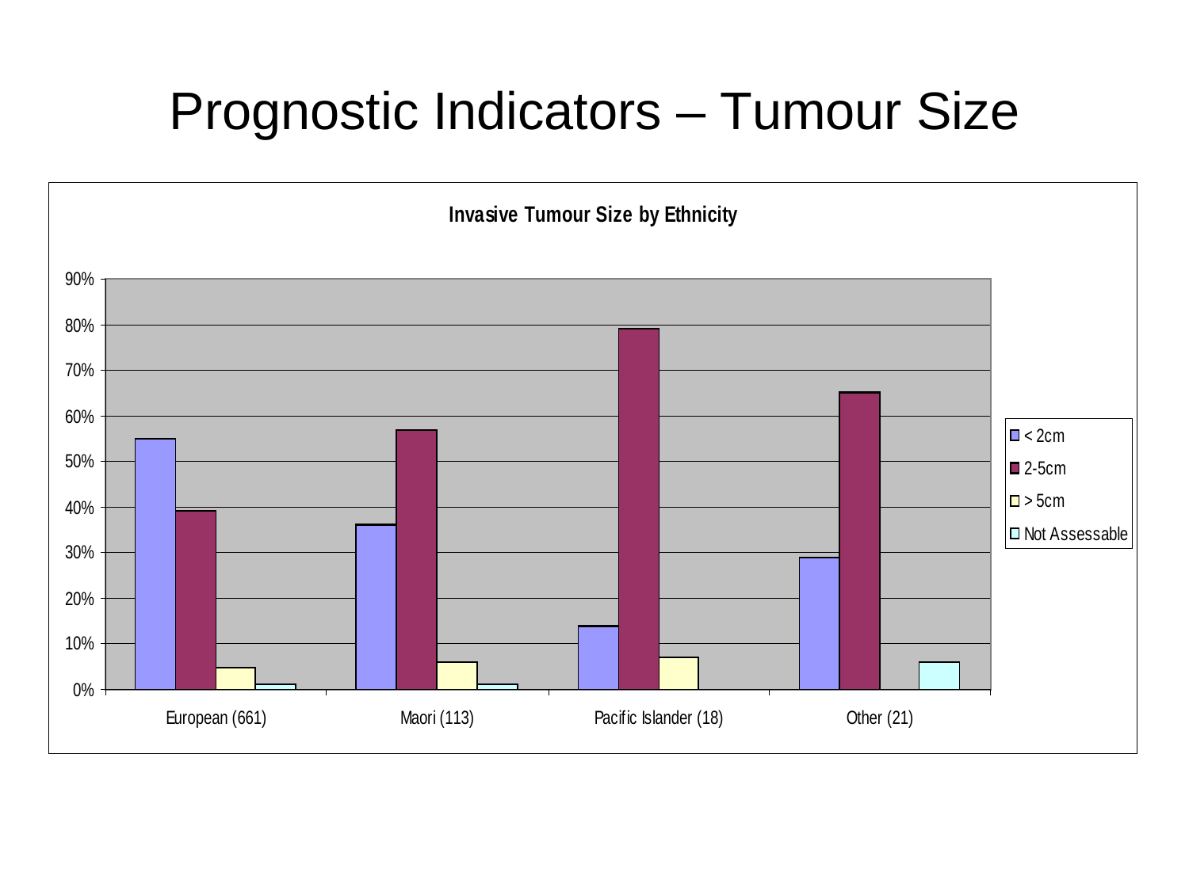# Prognostic Indicators – Tumour Size

**Invasive Tumour Size by Ethnicity**

| Ethnicity | < 2cm | 2-5cm | > 5cm | Not Assessable |
|---|---|---|---|---|
| European (661) | 55% | 39% | 5% | 1% |
| Maori (113) | 36% | 57% | 6% | 1% |
| Pacific Islander (18) | 14% | 79% | 7% | |
| Other (21) | 29% | 65% | | 6% |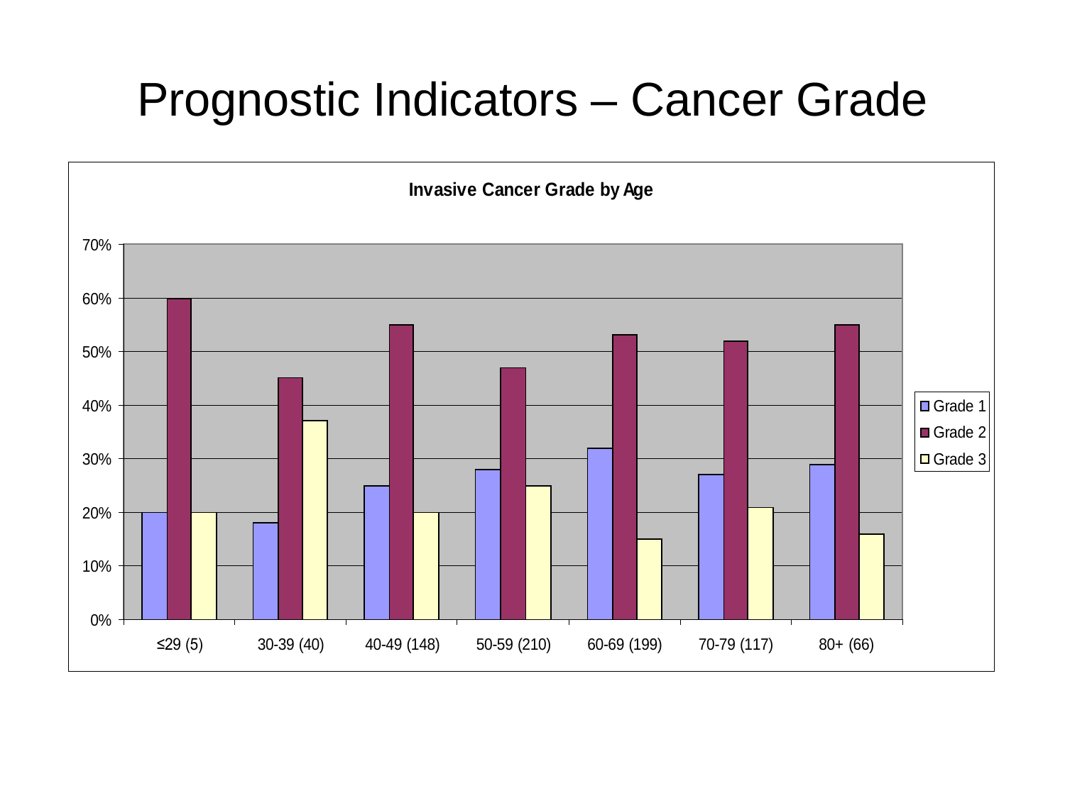# Prognostic Indicators – Cancer Grade

**Invasive Cancer Grade by Age**

| Age (n) | Grade 1 | Grade 2 | Grade 3 |
|---|---|---|---|
| ≤29 (5) | 20% | 60% | 20% |
| 30-39 (40) | 18% | 45% | 37% |
| 40-49 (148) | 25% | 55% | 20% |
| 50-59 (210) | 28% | 47% | 25% |
| 60-69 (199) | 32% | 53% | 15% |
| 70-79 (117) | 27% | 52% | 21% |
| 80+ (66) | 29% | 55% | 16% |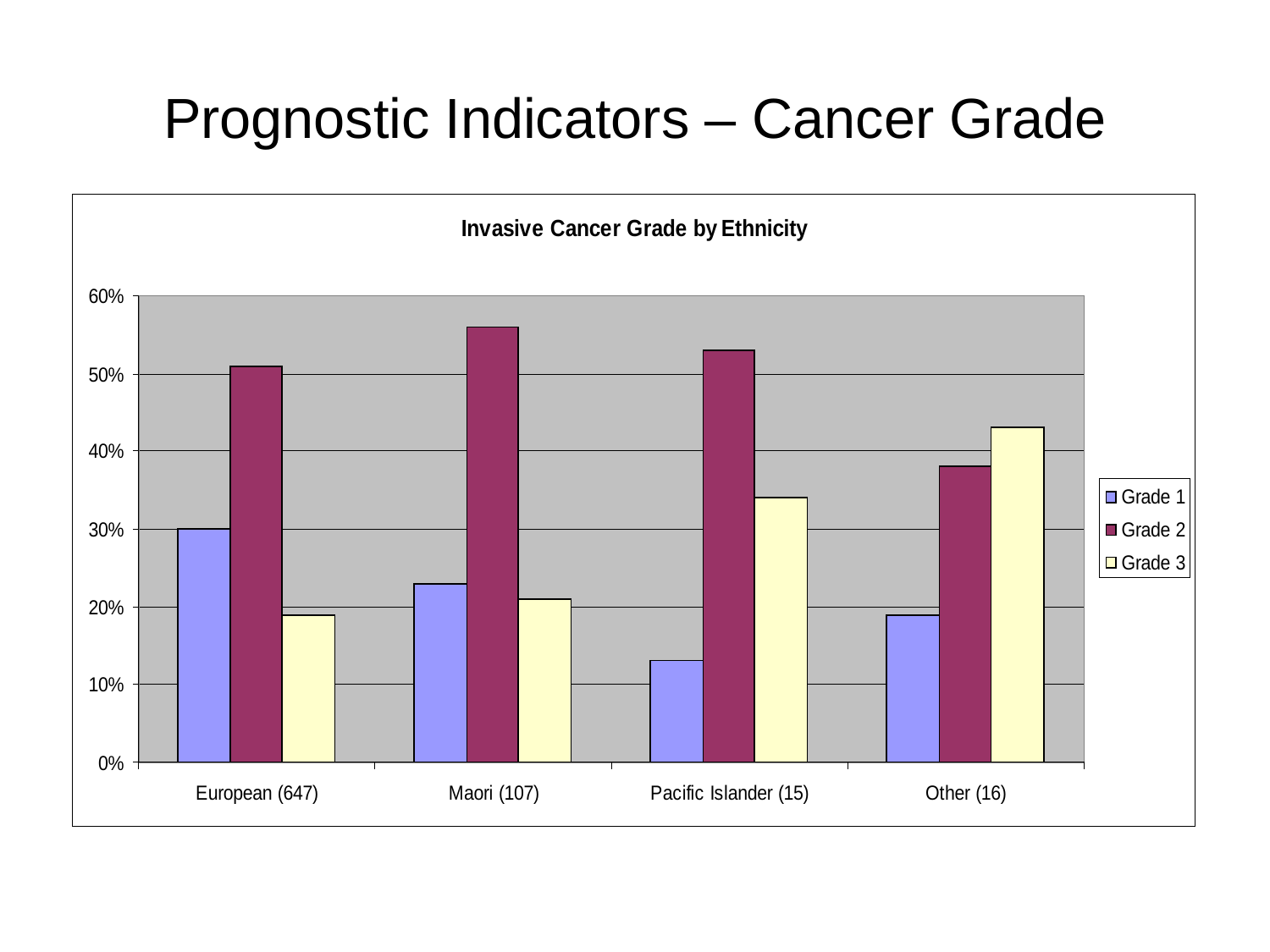# Prognostic Indicators – Cancer Grade

**Invasive Cancer Grade by Ethnicity**

| | Grade 1 | Grade 2 | Grade 3 |
|---|---|---|---|
| European (647) | 30% | 51% | 19% |
| Maori (107) | 23% | 56% | 21% |
| Pacific Islander (15) | 13% | 53% | 34% |
| Other (16) | 19% | 38% | 43% |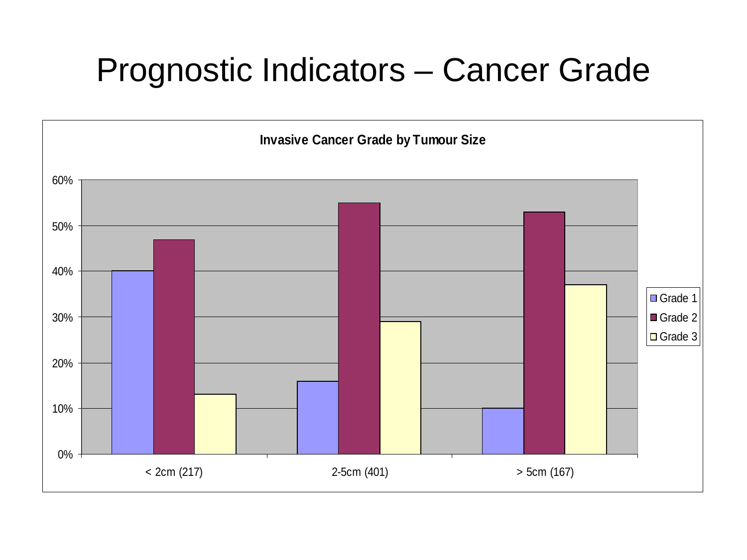# Prognostic Indicators – Cancer Grade

**Invasive Cancer Grade by Tumour Size**

| Tumour Size | Grade 1 | Grade 2 | Grade 3 |
|---|---|---|---|
| < 2cm (217) | 40% | 47% | 13% |
| 2-5cm (401) | 16% | 55% | 29% |
| > 5cm (167) | 10% | 53% | 37% |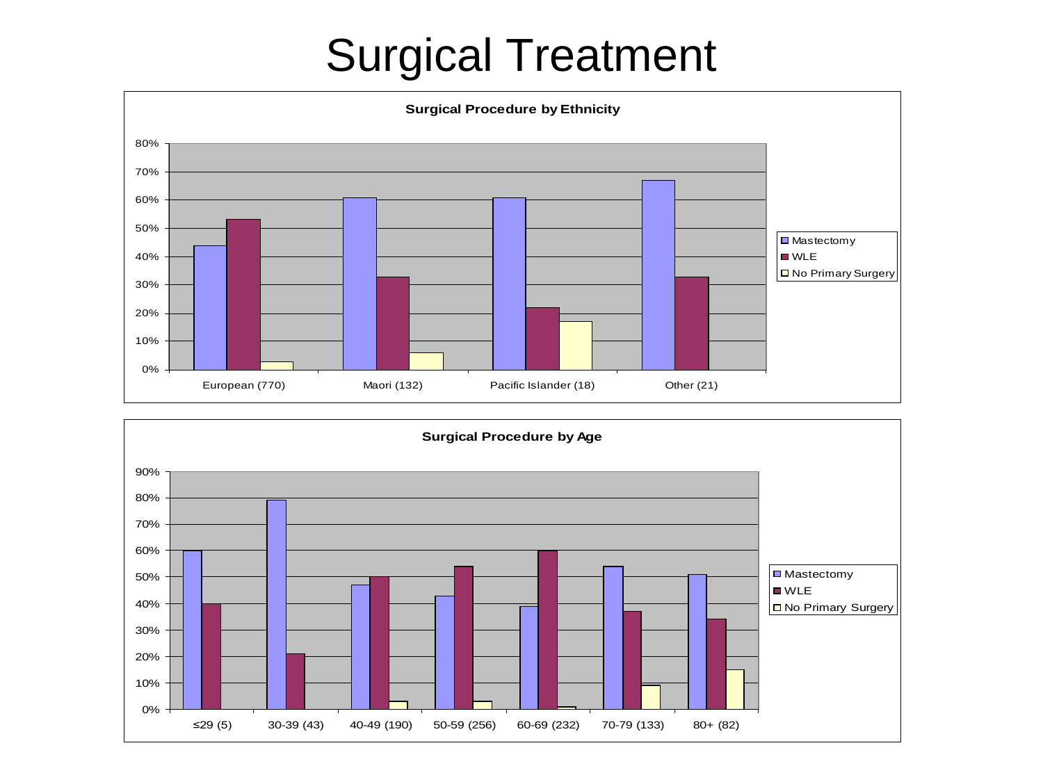# Surgical Treatment

**Surgical Procedure by Ethnicity**

| | Mastectomy | WLE | No Primary Surgery |
|---|---|---|---|
| European (770) | 44% | 53% | 3% |
| Maori (132) | 61% | 33% | 6% |
| Pacific Islander (18) | 61% | 22% | 17% |
| Other (21) | 67% | 33% | |

**Surgical Procedure by Age**

| | Mastectomy | WLE | No Primary Surgery |
|---|---|---|---|
| ≤29 (5) | 60% | 40% | |
| 30-39 (43) | 79% | 21% | |
| 40-49 (190) | 47% | 50% | 3% |
| 50-59 (256) | 43% | 54% | 3% |
| 60-69 (232) | 39% | 60% | 1% |
| 70-79 (133) | 54% | 37% | 9% |
| 80+ (82) | 51% | 34% | 15% |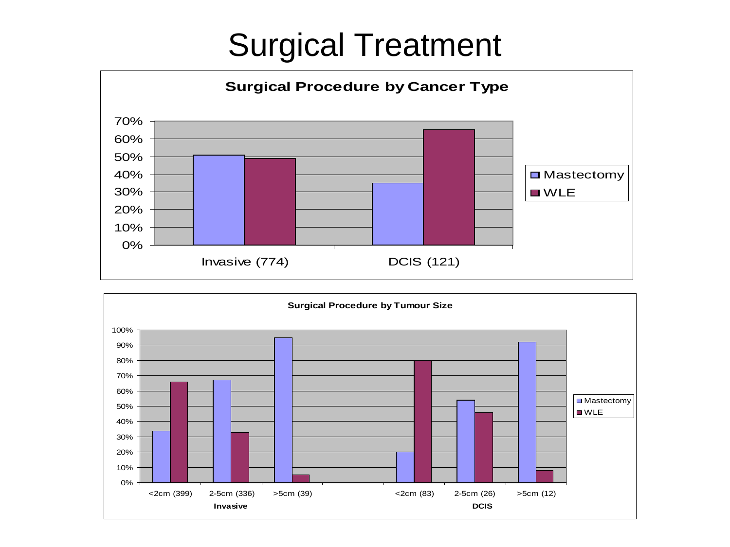# Surgical Treatment

**Surgical Procedure by Cancer Type**

| | Mastectomy | WLE |
|---|---|---|
| Invasive (774) | 51% | 49% |
| DCIS (121) | 35% | 65% |

**Surgical Procedure by Tumour Size**

| | | Mastectomy | WLE |
|---|---|---|---|
| Invasive | <2cm (399) | 34% | 66% |
| | 2-5cm (336) | 67% | 33% |
| | >5cm (39) | 95% | 5% |
| DCIS | <2cm (83) | 20% | 80% |
| | 2-5cm (26) | 54% | 46% |
| | >5cm (12) | 92% | 8% |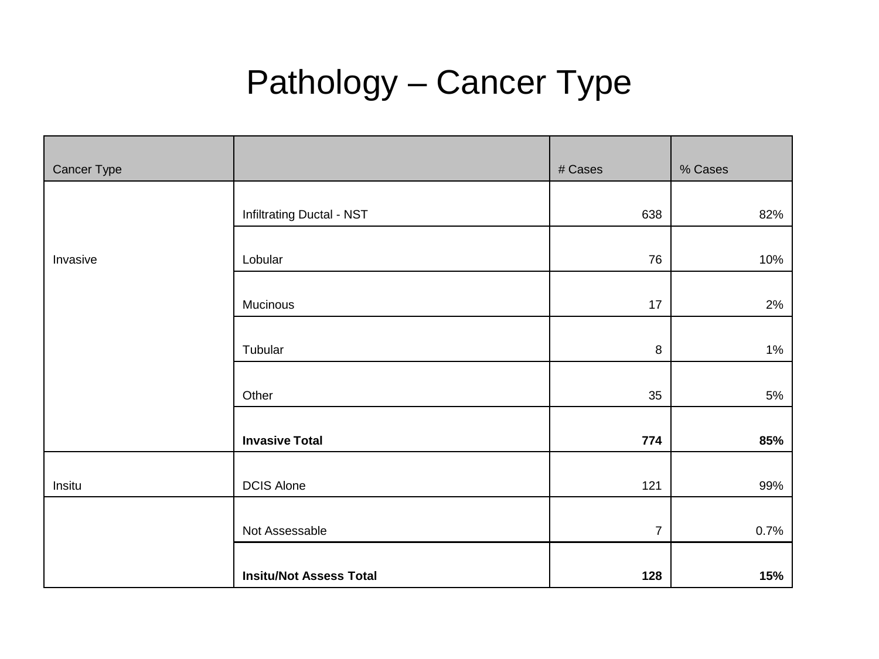# Pathology – Cancer Type

| Cancer Type | | # Cases | % Cases |
|---|---|---|---|
| Invasive | Infiltrating Ductal - NST | 638 | 82% |
| | Lobular | 76 | 10% |
| | Mucinous | 17 | 2% |
| | Tubular | 8 | 1% |
| | Other | 35 | 5% |
| | **Invasive Total** | **774** | **85%** |
| Insitu | DCIS Alone | 121 | 99% |
| | Not Assessable | 7 | 0.7% |
| | **Insitu/Not Assess Total** | **128** | **15%** |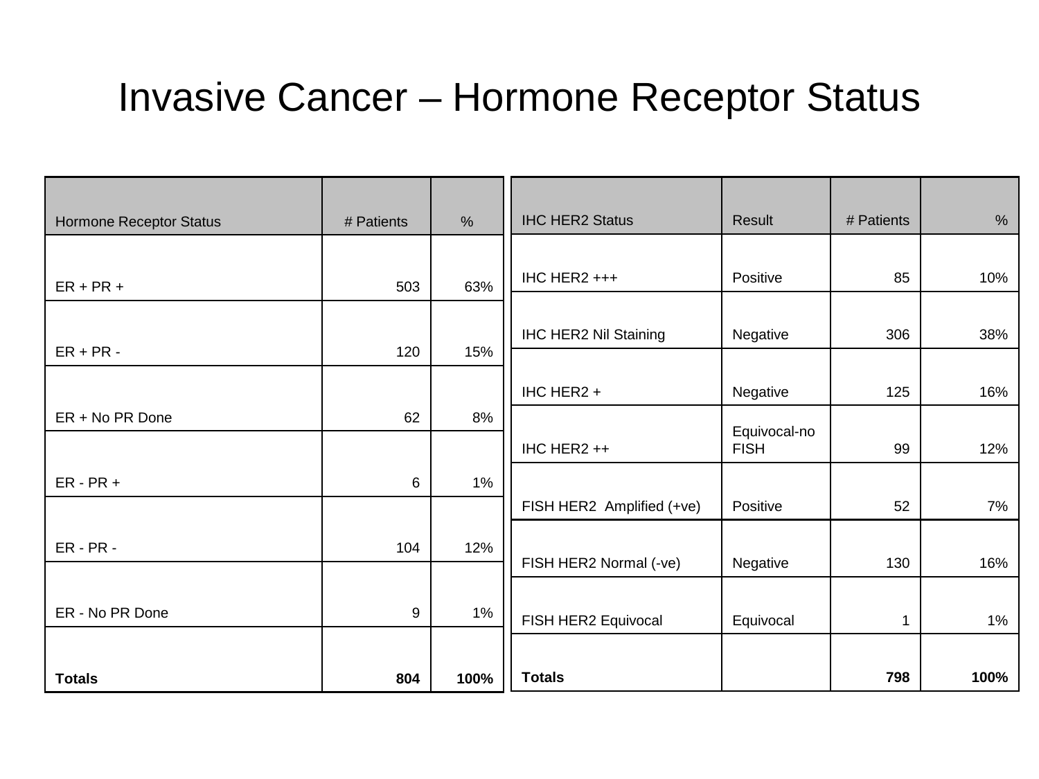# Invasive Cancer – Hormone Receptor Status

| Hormone Receptor Status | # Patients | % |
|---|---|---|
| ER + PR + | 503 | 63% |
| ER + PR - | 120 | 15% |
| ER + No PR Done | 62 | 8% |
| ER - PR + | 6 | 1% |
| ER - PR - | 104 | 12% |
| ER - No PR Done | 9 | 1% |
| **Totals** | **804** | **100%** |

| IHC HER2 Status | Result | # Patients | % |
|---|---|---|---|
| IHC HER2 +++ | Positive | 85 | 10% |
| IHC HER2 Nil Staining | Negative | 306 | 38% |
| IHC HER2 + | Negative | 125 | 16% |
| IHC HER2 ++ | Equivocal-no FISH | 99 | 12% |
| FISH HER2 Amplified (+ve) | Positive | 52 | 7% |
| FISH HER2 Normal (-ve) | Negative | 130 | 16% |
| FISH HER2 Equivocal | Equivocal | 1 | 1% |
| **Totals** | | **798** | **100%** |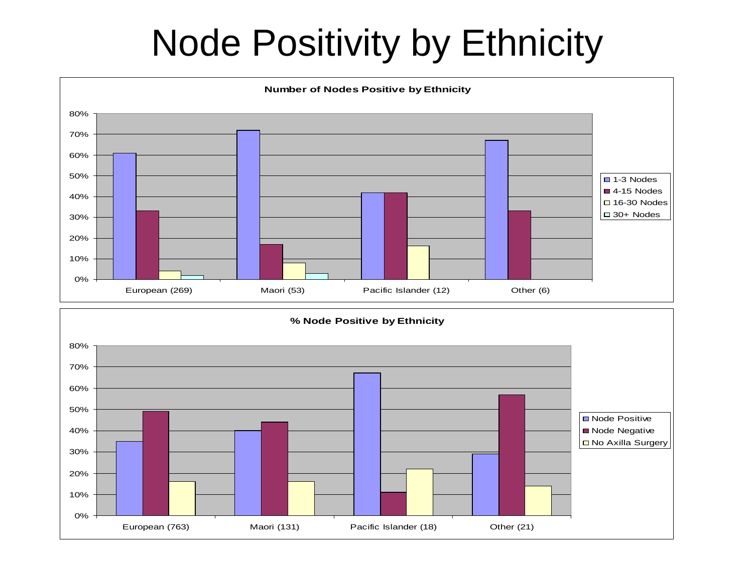# Node Positivity by Ethnicity

**Number of Nodes Positive by Ethnicity**

| | 1-3 Nodes | 4-15 Nodes | 16-30 Nodes | 30+ Nodes |
|---|---|---|---|---|
| European (269) | 61% | 33% | 4% | 2% |
| Maori (53) | 72% | 17% | 8% | 3% |
| Pacific Islander (12) | 42% | 42% | 16% | |
| Other (6) | 67% | 33% | | |

**% Node Positive by Ethnicity**

| | Node Positive | Node Negative | No Axilla Surgery |
|---|---|---|---|
| European (763) | 35% | 49% | 16% |
| Maori (131) | 40% | 44% | 16% |
| Pacific Islander (18) | 67% | 11% | 22% |
| Other (21) | 29% | 57% | 14% |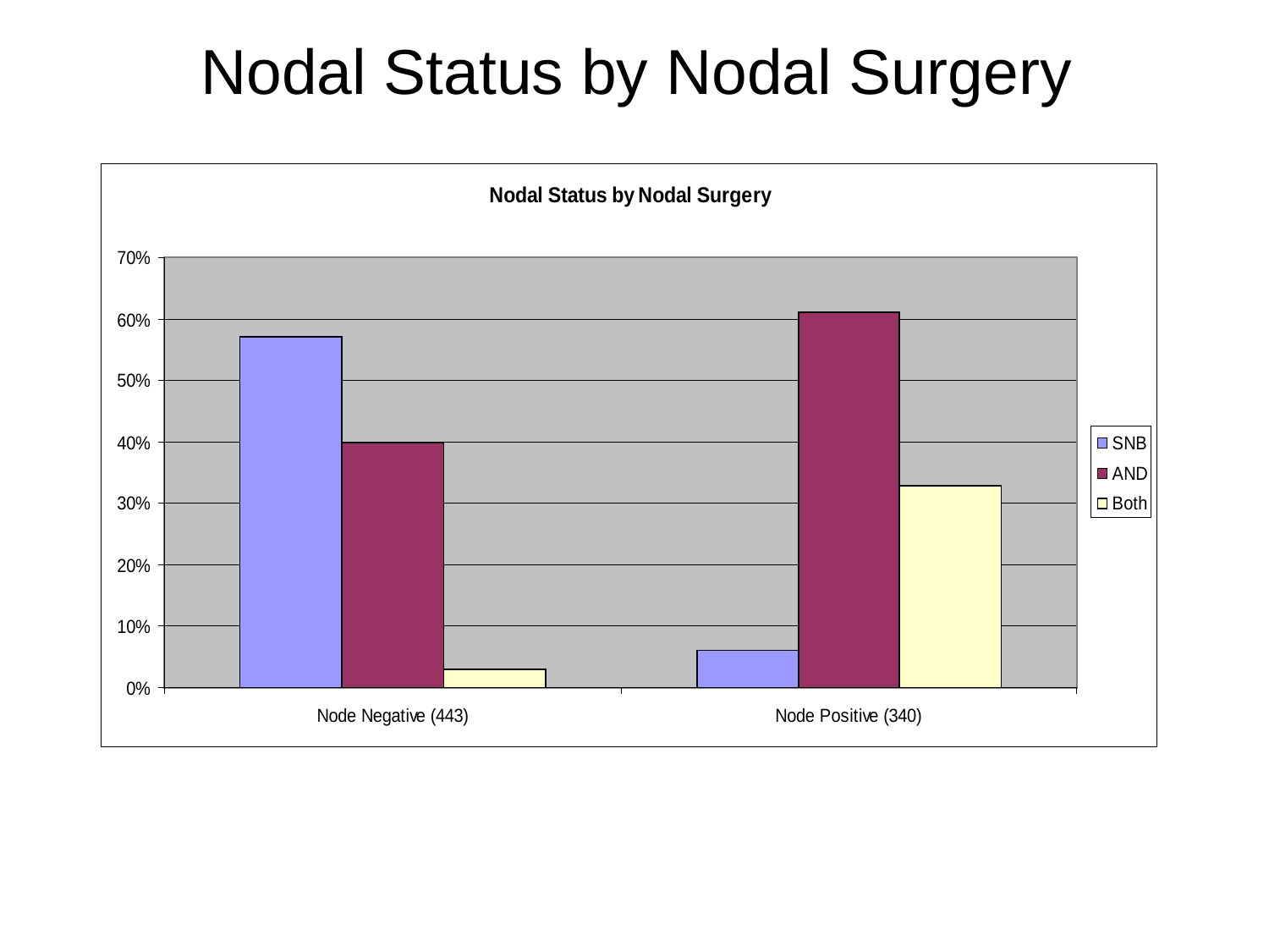# Nodal Status by Nodal Surgery

**Nodal Status by Nodal Surgery**

| | SNB | AND | Both |
|---|---|---|---|
| Node Negative (443) | 57% | 40% | 3% |
| Node Positive (340) | 6% | 61% | 33% |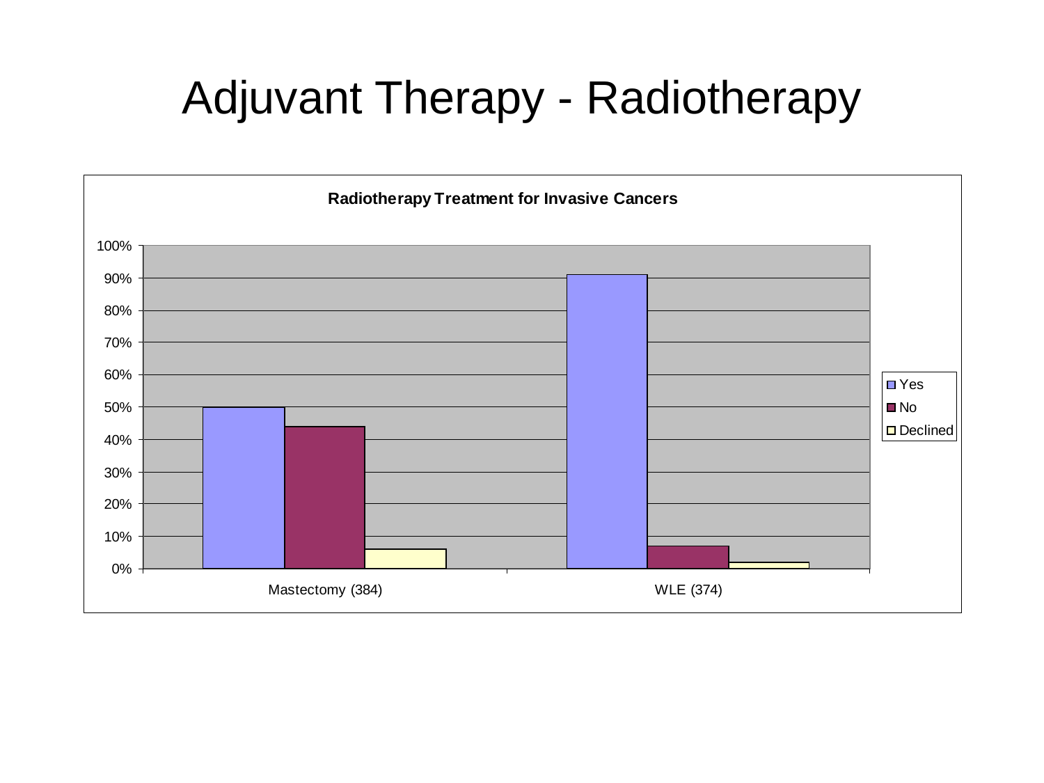# Adjuvant Therapy - Radiotherapy

**Radiotherapy Treatment for Invasive Cancers**

| | Yes | No | Declined |
|---|---|---|---|
| Mastectomy (384) | 50% | 44% | 6% |
| WLE (374) | 91% | 7% | 2% |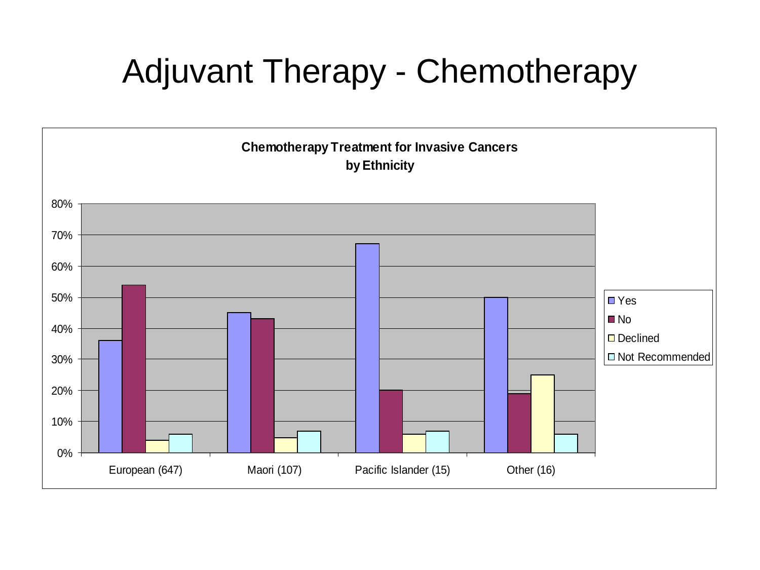# Adjuvant Therapy - Chemotherapy

**Chemotherapy Treatment for Invasive Cancers by Ethnicity**

| | Yes | No | Declined | Not Recommended |
|---|---|---|---|---|
| European (647) | 36% | 54% | 4% | 6% |
| Maori (107) | 45% | 43% | 5% | 7% |
| Pacific Islander (15) | 67% | 20% | 6% | 7% |
| Other (16) | 50% | 19% | 25% | 6% |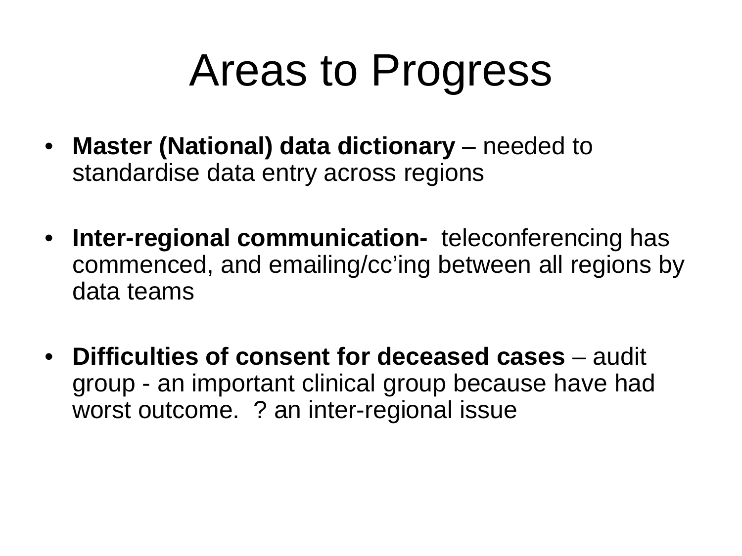# Areas to Progress

- **Master (National) data dictionary** – needed to standardise data entry across regions
- **Inter-regional communication-** teleconferencing has commenced, and emailing/cc'ing between all regions by data teams
- **Difficulties of consent for deceased cases** – audit group - an important clinical group because have had worst outcome. ? an inter-regional issue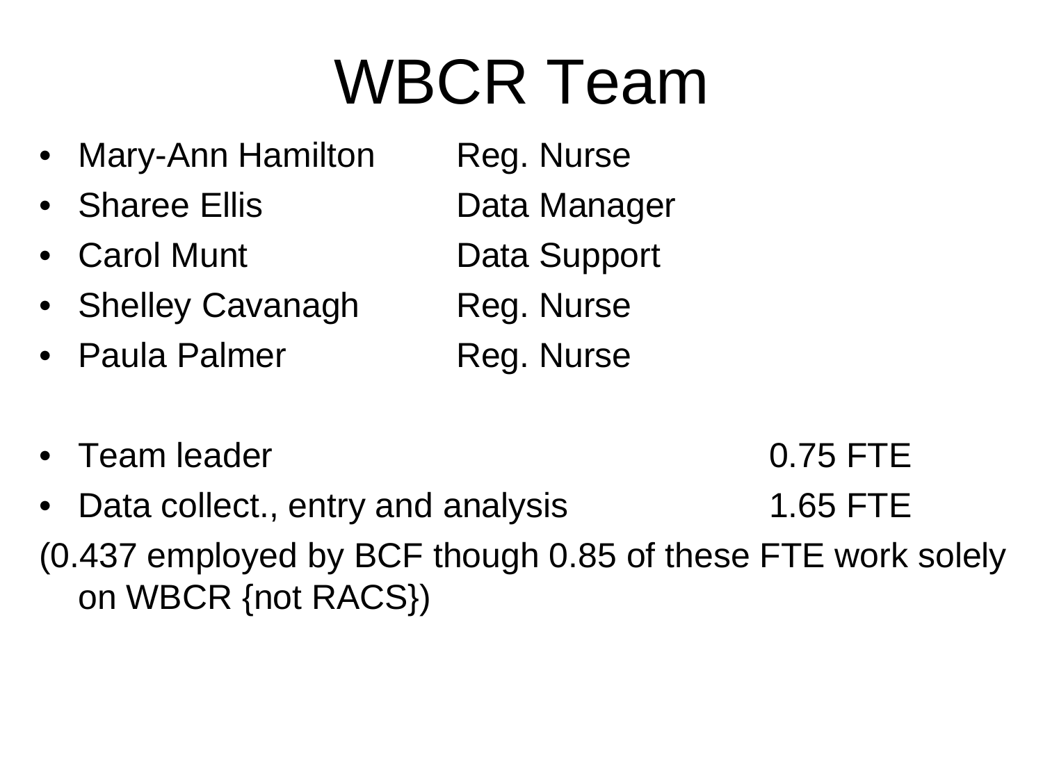# WBCR Team

- Mary-Ann Hamilton Reg. Nurse
- Sharee Ellis Data Manager
- Carol Munt Data Support
- Shelley Cavanagh Reg. Nurse
- Paula Palmer Reg. Nurse

- Team leader 0.75 FTE
- Data collect., entry and analysis 1.65 FTE

(0.437 employed by BCF though 0.85 of these FTE work solely on WBCR {not RACS})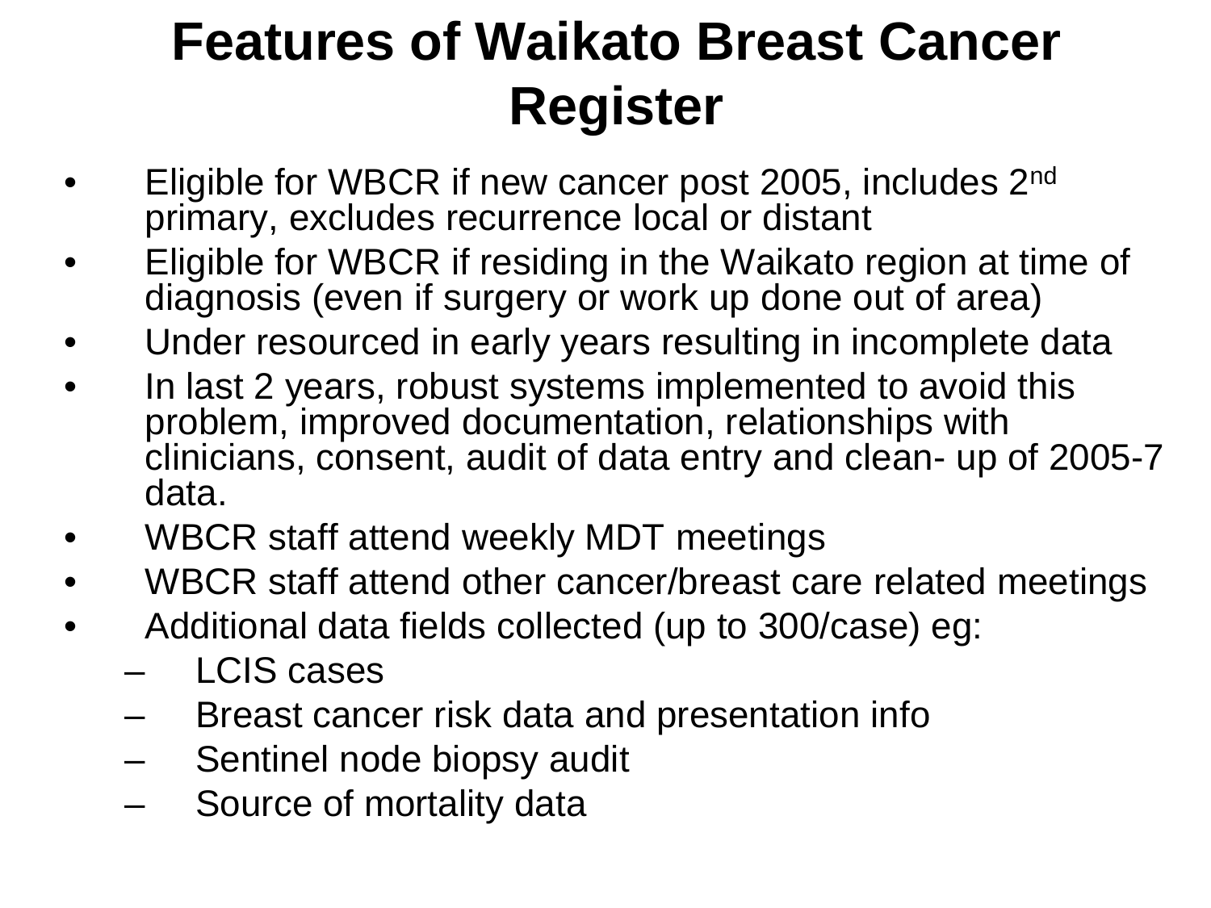# Features of Waikato Breast Cancer Register

- Eligible for WBCR if new cancer post 2005, includes 2nd primary, excludes recurrence local or distant
- Eligible for WBCR if residing in the Waikato region at time of diagnosis (even if surgery or work up done out of area)
- Under resourced in early years resulting in incomplete data
- In last 2 years, robust systems implemented to avoid this problem, improved documentation, relationships with clinicians, consent, audit of data entry and clean- up of 2005-7 data.
- WBCR staff attend weekly MDT meetings
- WBCR staff attend other cancer/breast care related meetings
- Additional data fields collected (up to 300/case) eg:
  - LCIS cases
  - Breast cancer risk data and presentation info
  - Sentinel node biopsy audit
  - Source of mortality data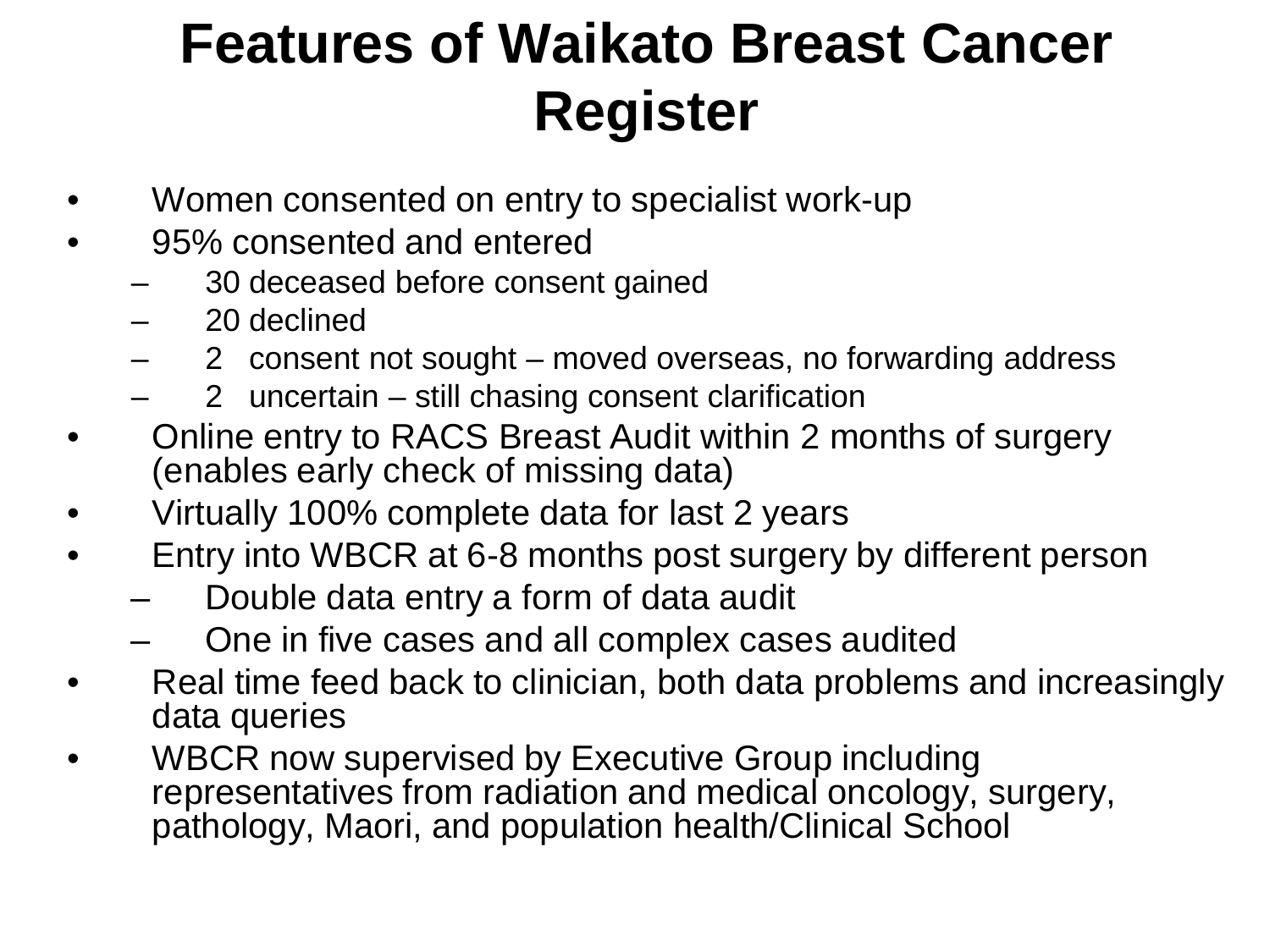# Features of Waikato Breast Cancer Register

- Women consented on entry to specialist work-up
- 95% consented and entered
  - 30 deceased before consent gained
  - 20 declined
  - 2 consent not sought – moved overseas, no forwarding address
  - 2 uncertain – still chasing consent clarification
- Online entry to RACS Breast Audit within 2 months of surgery (enables early check of missing data)
- Virtually 100% complete data for last 2 years
- Entry into WBCR at 6-8 months post surgery by different person
  - Double data entry a form of data audit
  - One in five cases and all complex cases audited
- Real time feed back to clinician, both data problems and increasingly data queries
- WBCR now supervised by Executive Group including representatives from radiation and medical oncology, surgery, pathology, Maori, and population health/Clinical School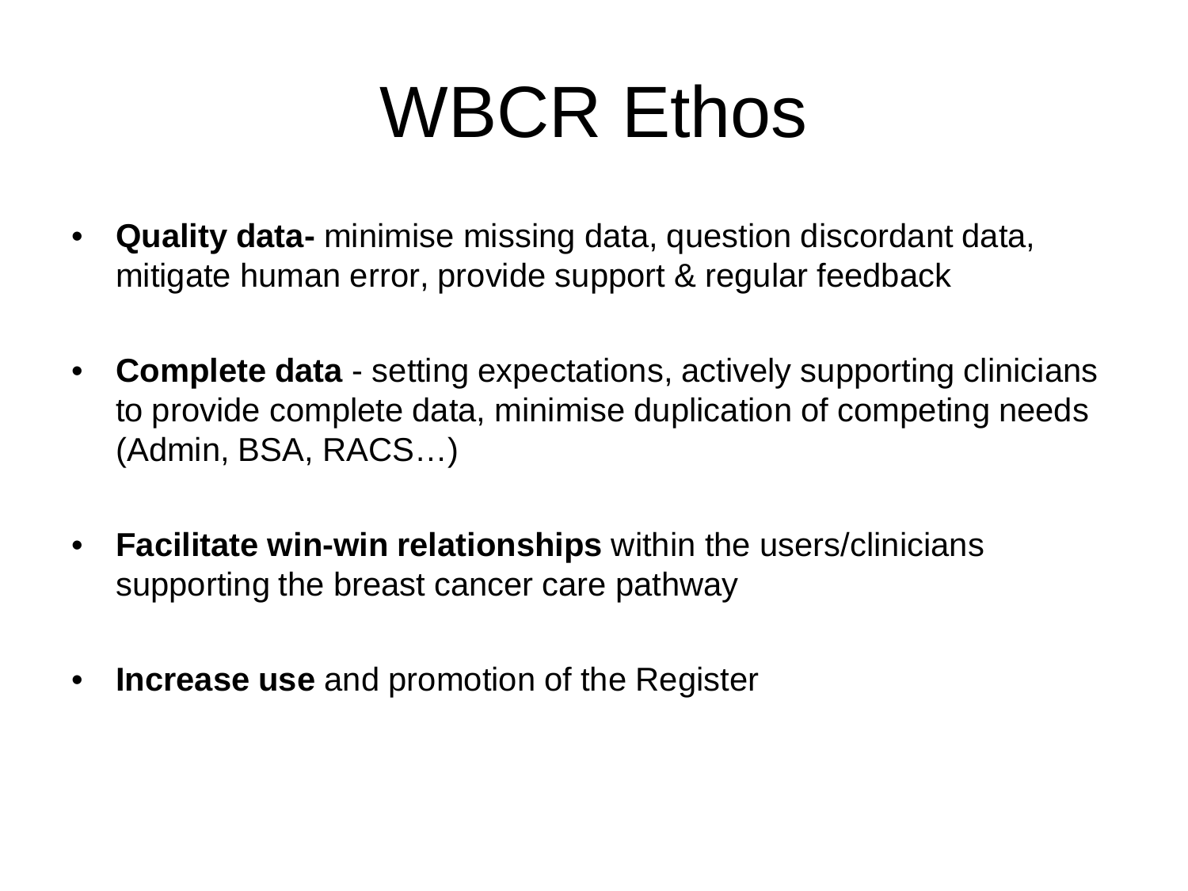# WBCR Ethos

- **Quality data-** minimise missing data, question discordant data, mitigate human error, provide support & regular feedback

- **Complete data** - setting expectations, actively supporting clinicians to provide complete data, minimise duplication of competing needs (Admin, BSA, RACS…)

- **Facilitate win-win relationships** within the users/clinicians supporting the breast cancer care pathway

- **Increase use** and promotion of the Register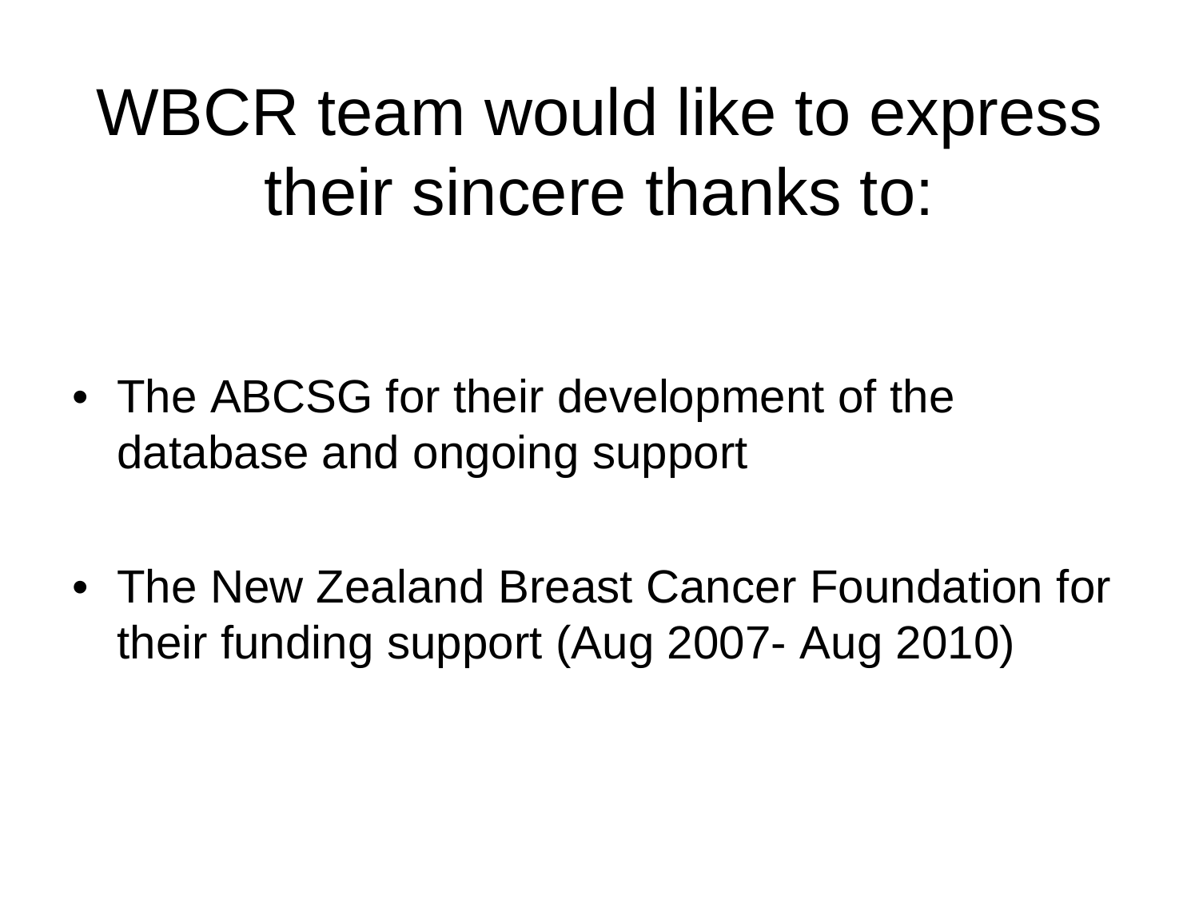# WBCR team would like to express their sincere thanks to:

- The ABCSG for their development of the database and ongoing support

- The New Zealand Breast Cancer Foundation for their funding support (Aug 2007- Aug 2010)